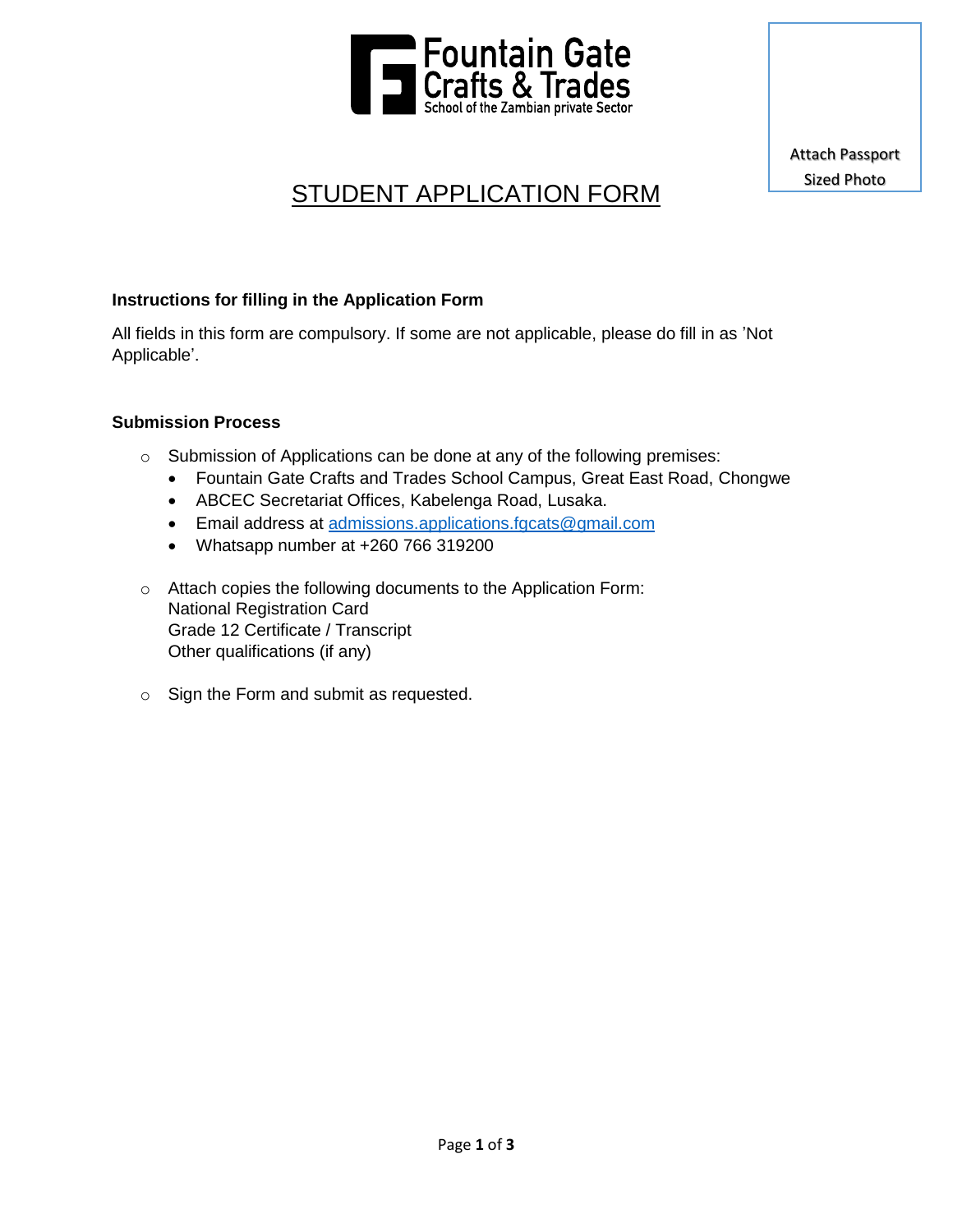Fountain Gate
Crafts & Trades
School of the Zambian private Sector

Attach Passport Sized Photo

# STUDENT APPLICATION FORM

**Instructions for filling in the Application Form**

All fields in this form are compulsory. If some are not applicable, please do fill in as 'Not Applicable'.

**Submission Process**

- Submission of Applications can be done at any of the following premises:
  - Fountain Gate Crafts and Trades School Campus, Great East Road, Chongwe
  - ABCEC Secretariat Offices, Kabelenga Road, Lusaka.
  - Email address at admissions.applications.fgcats@gmail.com
  - Whatsapp number at +260 766 319200

- Attach copies the following documents to the Application Form:
  National Registration Card
  Grade 12 Certificate / Transcript
  Other qualifications (if any)

- Sign the Form and submit as requested.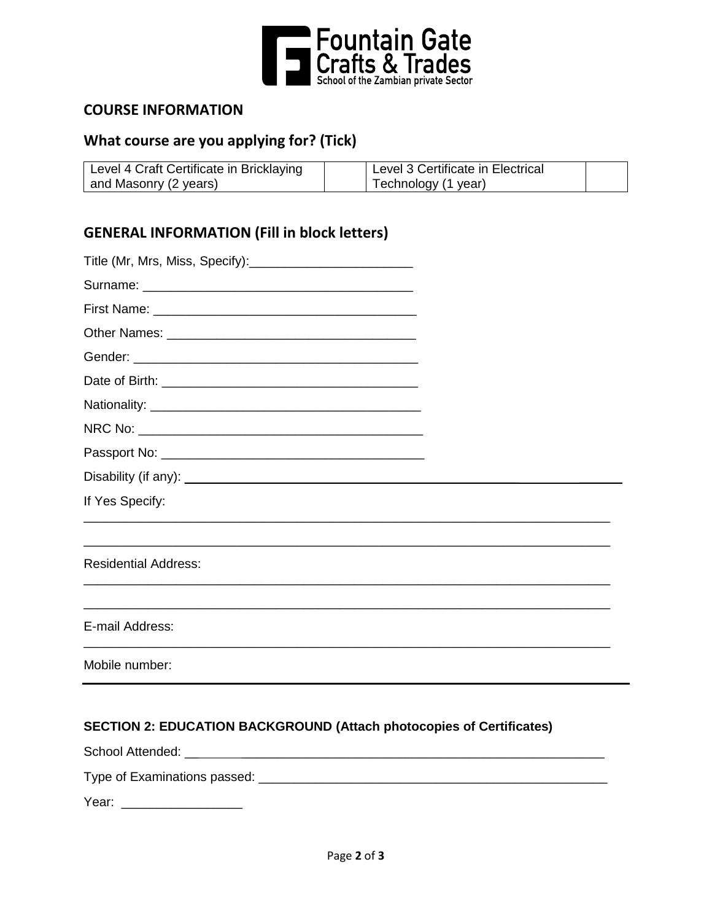Fountain Gate Crafts & Trades
School of the Zambian private Sector

## COURSE INFORMATION

### What course are you applying for? (Tick)

| Level 4 Craft Certificate in Bricklaying and Masonry (2 years) | | Level 3 Certificate in Electrical Technology (1 year) | |
|---|---|---|---|

## GENERAL INFORMATION (Fill in block letters)

Title (Mr, Mrs, Miss, Specify):_______________________

Surname: ____________________________________

First Name: ___________________________________

Other Names: _________________________________

Gender: ______________________________________

Date of Birth: __________________________________

Nationality: ____________________________________

NRC No: ______________________________________

Passport No: ___________________________________

Disability (if any): _____________________________________________________________

If Yes Specify:

_____________________________________________________________________________

_____________________________________________________________________________

Residential Address:

_____________________________________________________________________________

_____________________________________________________________________________

E-mail Address:

_____________________________________________________________________________

Mobile number:

_____________________________________________________________________________

**SECTION 2: EDUCATION BACKGROUND (Attach photocopies of Certificates)**

School Attended: _____________________________________________________________

Type of Examinations passed: ___________________________________________________

Year: ________________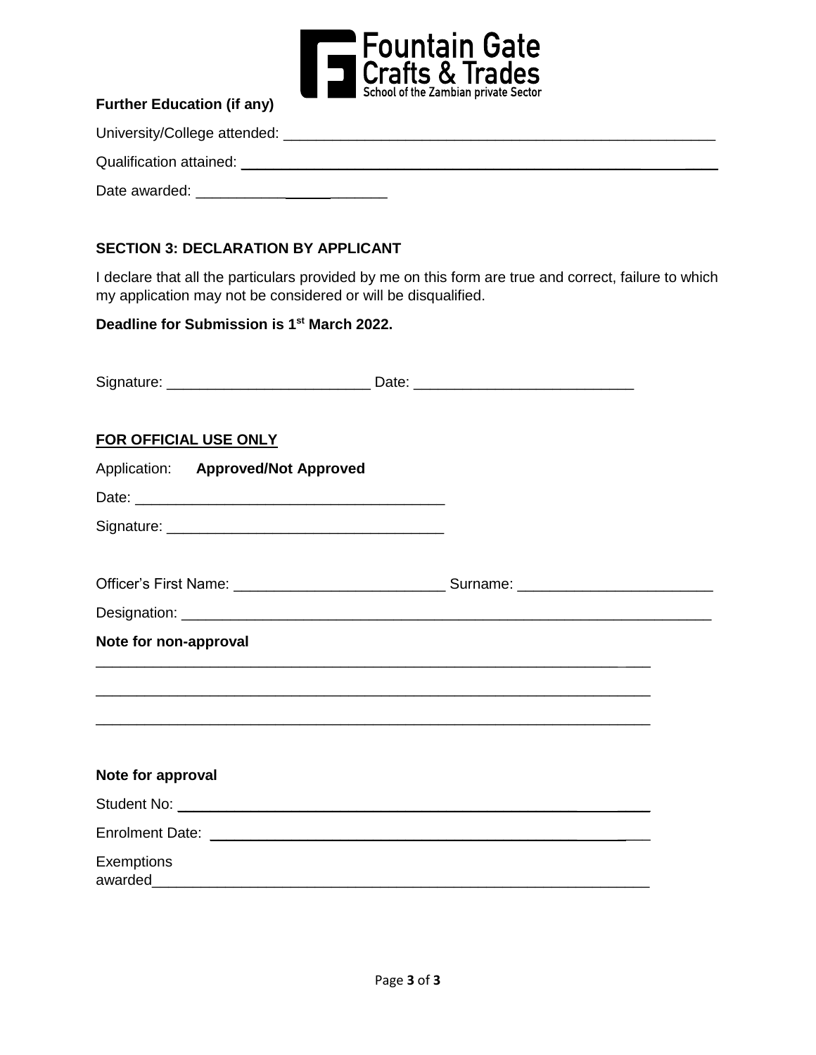**Further Education (if any)**

University/College attended: ______________________________________________________

Qualification attained: ____________________________________________________________

Date awarded: ________________________

**SECTION 3: DECLARATION BY APPLICANT**

I declare that all the particulars provided by me on this form are true and correct, failure to which my application may not be considered or will be disqualified.

**Deadline for Submission is 1st March 2022.**

Signature: _________________________ Date: ___________________________

**FOR OFFICIAL USE ONLY**

Application: **Approved/Not Approved**

Date: ______________________________________

Signature: __________________________________

Officer's First Name: __________________________ Surname: ________________________

Designation: ___________________________________________________________________

**Note for non-approval**

____________________________________________________________________

____________________________________________________________________

____________________________________________________________________

**Note for approval**

Student No: ____________________________________________________________

Enrolment Date: ________________________________________________________

Exemptions awarded________________________________________________________________